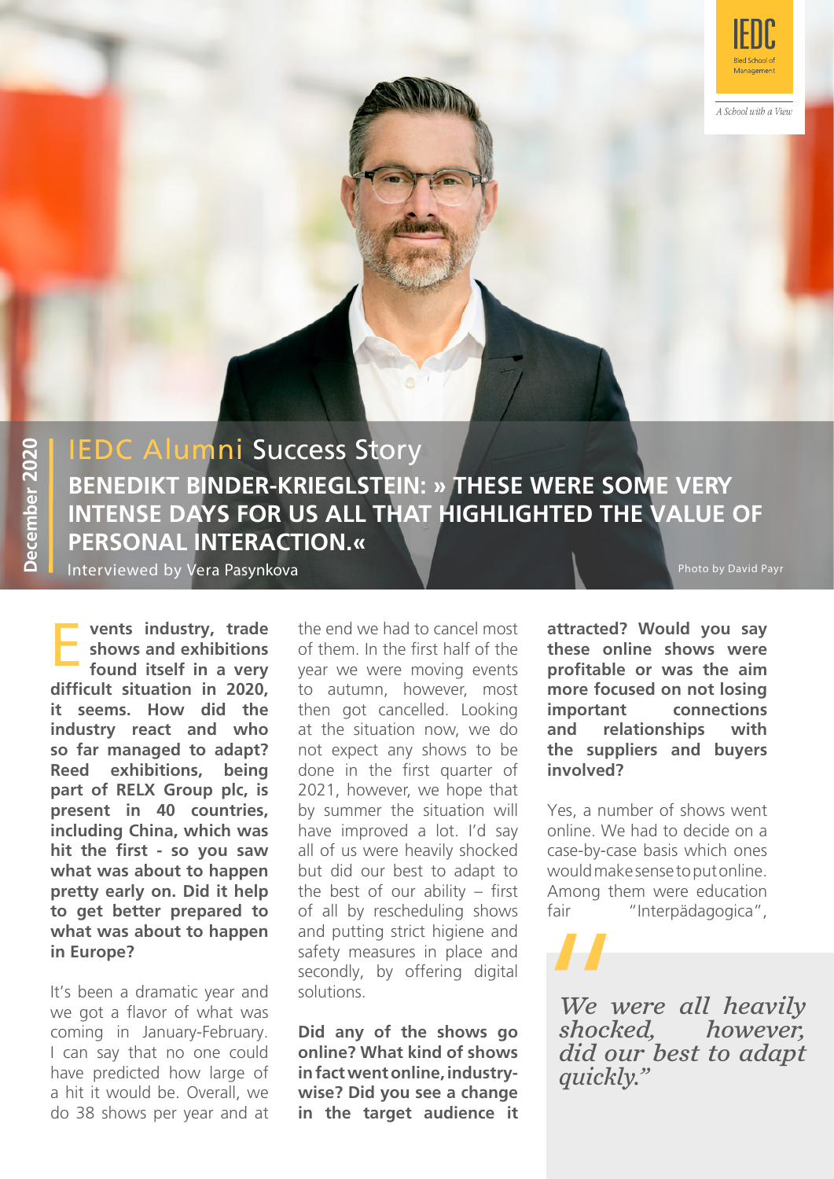IEDC Bled School of Management

*A School with a View*

December 2020

## IEDC Alumni Success Story

# BENEDIKT BINDER-KRIEGLSTEIN: » THESE WERE SOME VERY INTENSE DAYS FOR US ALL THAT HIGHLIGHTED THE VALUE OF PERSONAL INTERACTION.«

Interviewed by Vera Pasynkova

Photo by David Payr

**Events industry, trade shows and exhibitions found itself in a very difficult situation in 2020, it seems. How did the industry react and who so far managed to adapt? Reed exhibitions, being part of RELX Group plc, is present in 40 countries, including China, which was hit the first - so you saw what was about to happen pretty early on. Did it help to get better prepared to what was about to happen in Europe?**

It's been a dramatic year and we got a flavor of what was coming in January-February. I can say that no one could have predicted how large of a hit it would be. Overall, we do 38 shows per year and at the end we had to cancel most of them. In the first half of the year we were moving events to autumn, however, most then got cancelled. Looking at the situation now, we do not expect any shows to be done in the first quarter of 2021, however, we hope that by summer the situation will have improved a lot. I'd say all of us were heavily shocked but did our best to adapt to the best of our ability – first of all by rescheduling shows and putting strict higiene and safety measures in place and secondly, by offering digital solutions.

**Did any of the shows go online? What kind of shows in fact went online, industry-wise? Did you see a change in the target audience it attracted? Would you say these online shows were profitable or was the aim more focused on not losing important connections and relationships with the suppliers and buyers involved?**

Yes, a number of shows went online. We had to decide on a case-by-case basis which ones would make sense to put online. Among them were education fair "Interpädagogica",

> *"We were all heavily shocked, however, did our best to adapt quickly."*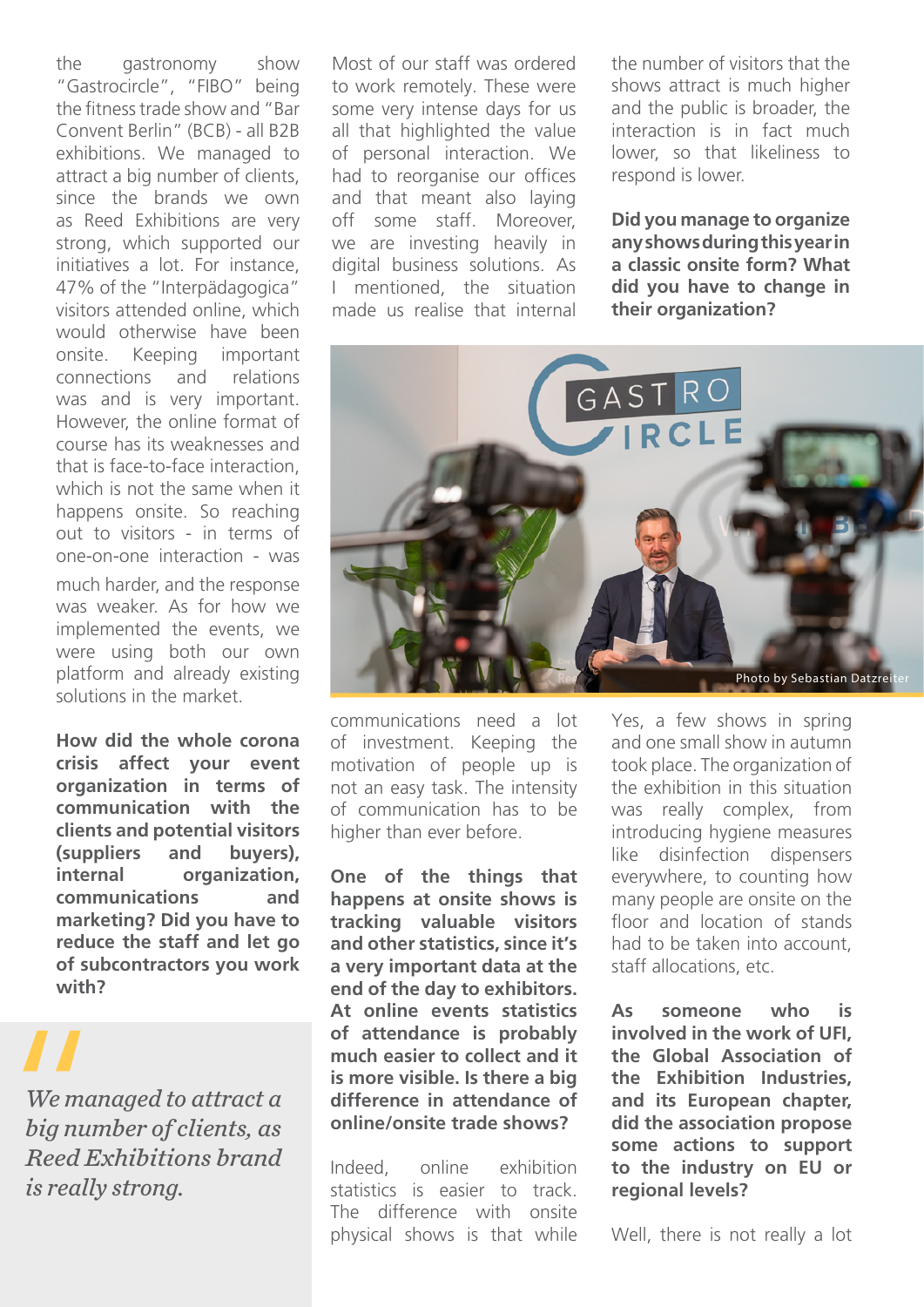the gastronomy show "Gastrocircle", "FIBO" being the fitness trade show and "Bar Convent Berlin" (BCB) - all B2B exhibitions. We managed to attract a big number of clients, since the brands we own as Reed Exhibitions are very strong, which supported our initiatives a lot. For instance, 47% of the "Interpädagogica" visitors attended online, which would otherwise have been onsite. Keeping important connections and relations was and is very important. However, the online format of course has its weaknesses and that is face-to-face interaction, which is not the same when it happens onsite. So reaching out to visitors - in terms of one-on-one interaction - was much harder, and the response was weaker. As for how we implemented the events, we were using both our own platform and already existing solutions in the market.

**How did the whole corona crisis affect your event organization in terms of communication with the clients and potential visitors (suppliers and buyers), internal organization, communications and marketing? Did you have to reduce the staff and let go of subcontractors you work with?**

> *We managed to attract a big number of clients, as Reed Exhibitions brand is really strong.*

Most of our staff was ordered to work remotely. These were some very intense days for us all that highlighted the value of personal interaction. We had to reorganise our offices and that meant also laying off some staff. Moreover, we are investing heavily in digital business solutions. As I mentioned, the situation made us realise that internal communications need a lot of investment. Keeping the motivation of people up is not an easy task. The intensity of communication has to be higher than ever before.

**One of the things that happens at onsite shows is tracking valuable visitors and other statistics, since it's a very important data at the end of the day to exhibitors. At online events statistics of attendance is probably much easier to collect and it is more visible. Is there a big difference in attendance of online/onsite trade shows?**

Indeed, online exhibition statistics is easier to track. The difference with onsite physical shows is that while the number of visitors that the shows attract is much higher and the public is broader, the interaction is in fact much lower, so that likeliness to respond is lower.

**Did you manage to organize any shows during this year in a classic onsite form? What did you have to change in their organization?**

Photo by Sebastian Datzreiter

Yes, a few shows in spring and one small show in autumn took place. The organization of the exhibition in this situation was really complex, from introducing hygiene measures like disinfection dispensers everywhere, to counting how many people are onsite on the floor and location of stands had to be taken into account, staff allocations, etc.

**As someone who is involved in the work of UFI, the Global Association of the Exhibition Industries, and its European chapter, did the association propose some actions to support to the industry on EU or regional levels?**

Well, there is not really a lot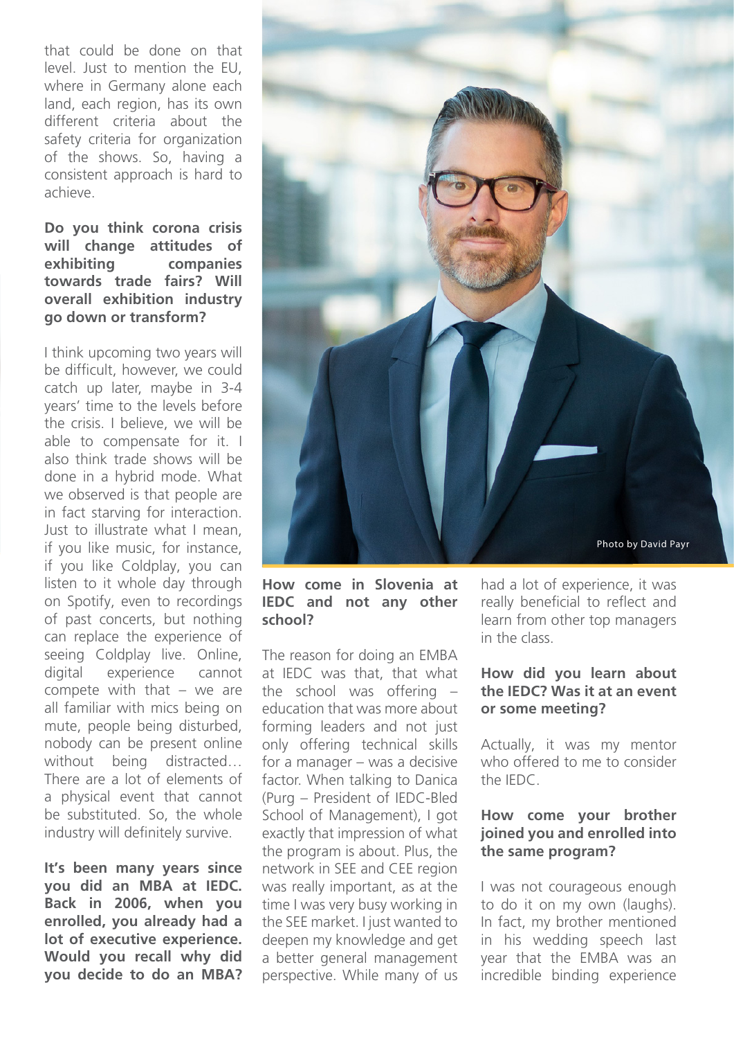that could be done on that level. Just to mention the EU, where in Germany alone each land, each region, has its own different criteria about the safety criteria for organization of the shows. So, having a consistent approach is hard to achieve.

**Do you think corona crisis will change attitudes of exhibiting companies towards trade fairs? Will overall exhibition industry go down or transform?**

I think upcoming two years will be difficult, however, we could catch up later, maybe in 3-4 years' time to the levels before the crisis. I believe, we will be able to compensate for it. I also think trade shows will be done in a hybrid mode. What we observed is that people are in fact starving for interaction. Just to illustrate what I mean, if you like music, for instance, if you like Coldplay, you can listen to it whole day through on Spotify, even to recordings of past concerts, but nothing can replace the experience of seeing Coldplay live. Online, digital experience cannot compete with that – we are all familiar with mics being on mute, people being disturbed, nobody can be present online without being distracted… There are a lot of elements of a physical event that cannot be substituted. So, the whole industry will definitely survive.

**It's been many years since you did an MBA at IEDC. Back in 2006, when you enrolled, you already had a lot of executive experience. Would you recall why did you decide to do an MBA?**

Photo by David Payr

**How come in Slovenia at IEDC and not any other school?**

The reason for doing an EMBA at IEDC was that, that what the school was offering – education that was more about forming leaders and not just only offering technical skills for a manager – was a decisive factor. When talking to Danica (Purg – President of IEDC-Bled School of Management), I got exactly that impression of what the program is about. Plus, the network in SEE and CEE region was really important, as at the time I was very busy working in the SEE market. I just wanted to deepen my knowledge and get a better general management perspective. While many of us had a lot of experience, it was really beneficial to reflect and learn from other top managers in the class.

**How did you learn about the IEDC? Was it at an event or some meeting?**

Actually, it was my mentor who offered to me to consider the IEDC.

**How come your brother joined you and enrolled into the same program?**

I was not courageous enough to do it on my own (laughs). In fact, my brother mentioned in his wedding speech last year that the EMBA was an incredible binding experience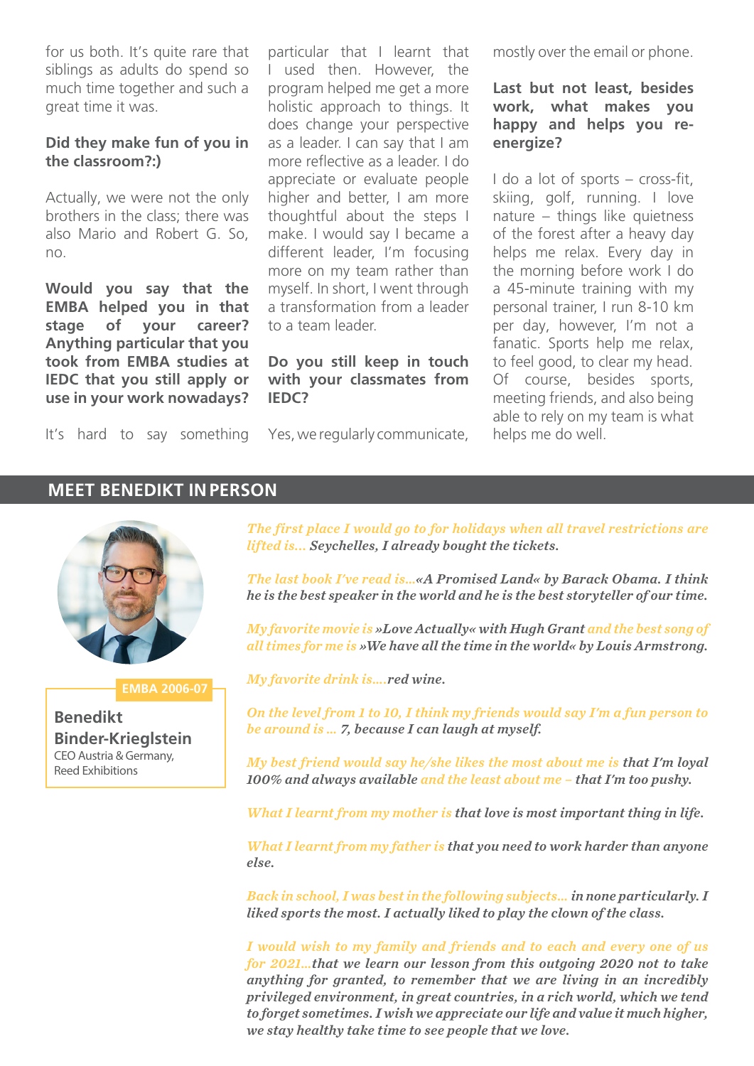for us both. It's quite rare that siblings as adults do spend so much time together and such a great time it was.

**Did they make fun of you in the classroom?:)**

Actually, we were not the only brothers in the class; there was also Mario and Robert G. So, no.

**Would you say that the EMBA helped you in that stage of your career? Anything particular that you took from EMBA studies at IEDC that you still apply or use in your work nowadays?**

It's hard to say something particular that I learnt that I used then. However, the program helped me get a more holistic approach to things. It does change your perspective as a leader. I can say that I am more reflective as a leader. I do appreciate or evaluate people higher and better, I am more thoughtful about the steps I make. I would say I became a different leader, I'm focusing more on my team rather than myself. In short, I went through a transformation from a leader to a team leader.

**Do you still keep in touch with your classmates from IEDC?**

Yes, we regularly communicate, mostly over the email or phone.

**Last but not least, besides work, what makes you happy and helps you re-energize?**

I do a lot of sports – cross-fit, skiing, golf, running. I love nature – things like quietness of the forest after a heavy day helps me relax. Every day in the morning before work I do a 45-minute training with my personal trainer, I run 8-10 km per day, however, I'm not a fanatic. Sports help me relax, to feel good, to clear my head. Of course, besides sports, meeting friends, and also being able to rely on my team is what helps me do well.

## MEET BENEDIKT IN PERSON

**EMBA 2006-07**

**Benedikt Binder-Krieglstein**
CEO Austria & Germany, Reed Exhibitions

*The first place I would go to for holidays when all travel restrictions are lifted is...* ***Seychelles, I already bought the tickets.***

*The last book I've read is...* ***«A Promised Land« by Barack Obama. I think he is the best speaker in the world and he is the best storyteller of our time.***

*My favorite movie is* ***»Love Actually« with Hugh Grant*** *and the best song of all times for me is* ***»We have all the time in the world« by Louis Armstrong.***

*My favorite drink is....* ***red wine.***

*On the level from 1 to 10, I think my friends would say I'm a fun person to be around is ...* ***7, because I can laugh at myself.***

*My best friend would say he/she likes the most about me is* ***that I'm loyal 100% and always available*** *and the least about me –* ***that I'm too pushy.***

*What I learnt from my mother is* ***that love is most important thing in life.***

*What I learnt from my father is* ***that you need to work harder than anyone else.***

*Back in school, I was best in the following subjects...* ***in none particularly. I liked sports the most. I actually liked to play the clown of the class.***

*I would wish to my family and friends and to each and every one of us for 2021...* ***that we learn our lesson from this outgoing 2020 not to take anything for granted, to remember that we are living in an incredibly privileged environment, in great countries, in a rich world, which we tend to forget sometimes. I wish we appreciate our life and value it much higher, we stay healthy take time to see people that we love.***